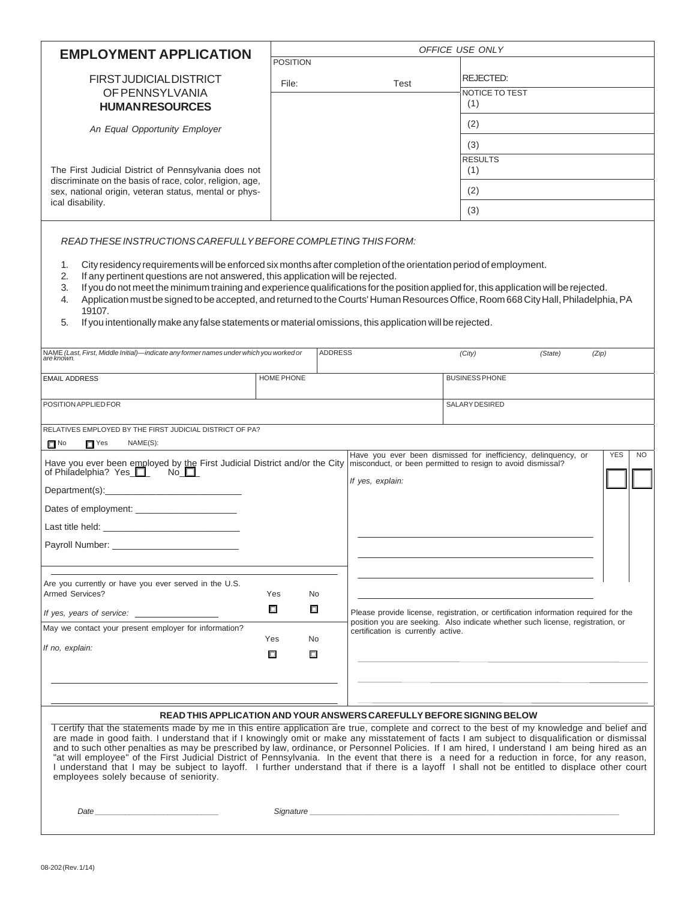# EMPLOYMENT APPLICATION

FIRST JUDICIAL DISTRICT
OF PENNSYLVANIA
**HUMAN RESOURCES**

*An Equal Opportunity Employer*

The First Judicial District of Pennsylvania does not discriminate on the basis of race, color, religion, age, sex, national origin, veteran status, mental or physical disability.

| *OFFICE USE ONLY* | | |
|---|---|---|
| POSITION | | |
| File: | Test | REJECTED: |
| | | NOTICE TO TEST (1) |
| | | (2) |
| | | (3) |
| | | RESULTS (1) |
| | | (2) |
| | | (3) |

*READ THESE INSTRUCTIONS CAREFULLY BEFORE COMPLETING THIS FORM:*

1. City residency requirements will be enforced six months after completion of the orientation period of employment.
2. If any pertinent questions are not answered, this application will be rejected.
3. If you do not meet the minimum training and experience qualifications for the position applied for, this application will be rejected.
4. Application must be signed to be accepted, and returned to the Courts' Human Resources Office, Room 668 City Hall, Philadelphia, PA 19107.
5. If you intentionally make any false statements or material omissions, this application will be rejected.

| NAME *(Last, First, Middle Initial)—indicate any former names under which you worked or are known.* | ADDRESS *(City) (State) (Zip)* | |
|---|---|---|
| EMAIL ADDRESS | HOME PHONE | BUSINESS PHONE |
| POSITION APPLIED FOR | | SALARY DESIRED |

RELATIVES EMPLOYED BY THE FIRST JUDICIAL DISTRICT OF PA?

☐ No ☐ Yes NAME(S):

Have you ever been employed by the First Judicial District and/or the City of Philadelphia? Yes ☐ No ☐

Department(s):____________________

Dates of employment: ____________________

Last title held: ____________________

Payroll Number: ____________________

Have you ever been dismissed for inefficiency, delinquency, or misconduct, or been permitted to resign to avoid dismissal? YES ☐ NO ☐

*If yes, explain:*

Are you currently or have you ever served in the U.S. Armed Services? Yes ☐ No ☐

*If yes, years of service:* ____________________

May we contact your present employer for information? Yes ☐ No ☐

*If no, explain:*

Please provide license, registration, or certification information required for the position you are seeking. Also indicate whether such license, registration, or certification is currently active.

**READ THIS APPLICATION AND YOUR ANSWERS CAREFULLY BEFORE SIGNING BELOW**

I certify that the statements made by me in this entire application are true, complete and correct to the best of my knowledge and belief and are made in good faith. I understand that if I knowingly omit or make any misstatement of facts I am subject to disqualification or dismissal and to such other penalties as may be prescribed by law, ordinance, or Personnel Policies. If I am hired, I understand I am being hired as an "at will employee" of the First Judicial District of Pennsylvania. In the event that there is a need for a reduction in force, for any reason, I understand that I may be subject to layoff. I further understand that if there is a layoff I shall not be entitled to displace other court employees solely because of seniority.

*Date* ____________________ *Signature* ____________________

08-202 (Rev. 1/14)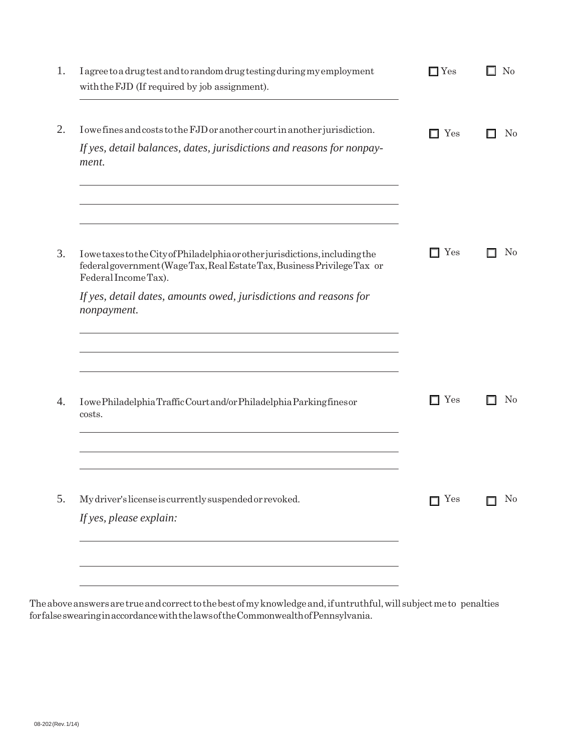1. I agree to a drug test and to random drug testing during my employment with the FJD (If required by job assignment). ☐ Yes ☐ No

2. I owe fines and costs to the FJD or another court in another jurisdiction. ☐ Yes ☐ No

   *If yes, detail balances, dates, jurisdictions and reasons for nonpayment.*

3. I owe taxes to the City of Philadelphia or other jurisdictions, including the federal government (Wage Tax, Real Estate Tax, Business Privilege Tax or Federal Income Tax). ☐ Yes ☐ No

   *If yes, detail dates, amounts owed, jurisdictions and reasons for nonpayment.*

4. I owe Philadelphia Traffic Court and/or Philadelphia Parking fines or costs. ☐ Yes ☐ No

5. My driver's license is currently suspended or revoked. ☐ Yes ☐ No

   *If yes, please explain:*

The above answers are true and correct to the best of my knowledge and, if untruthful, will subject me to penalties for false swearing in accordance with the laws of the Commonwealth of Pennsylvania.

08-202 (Rev. 1/14)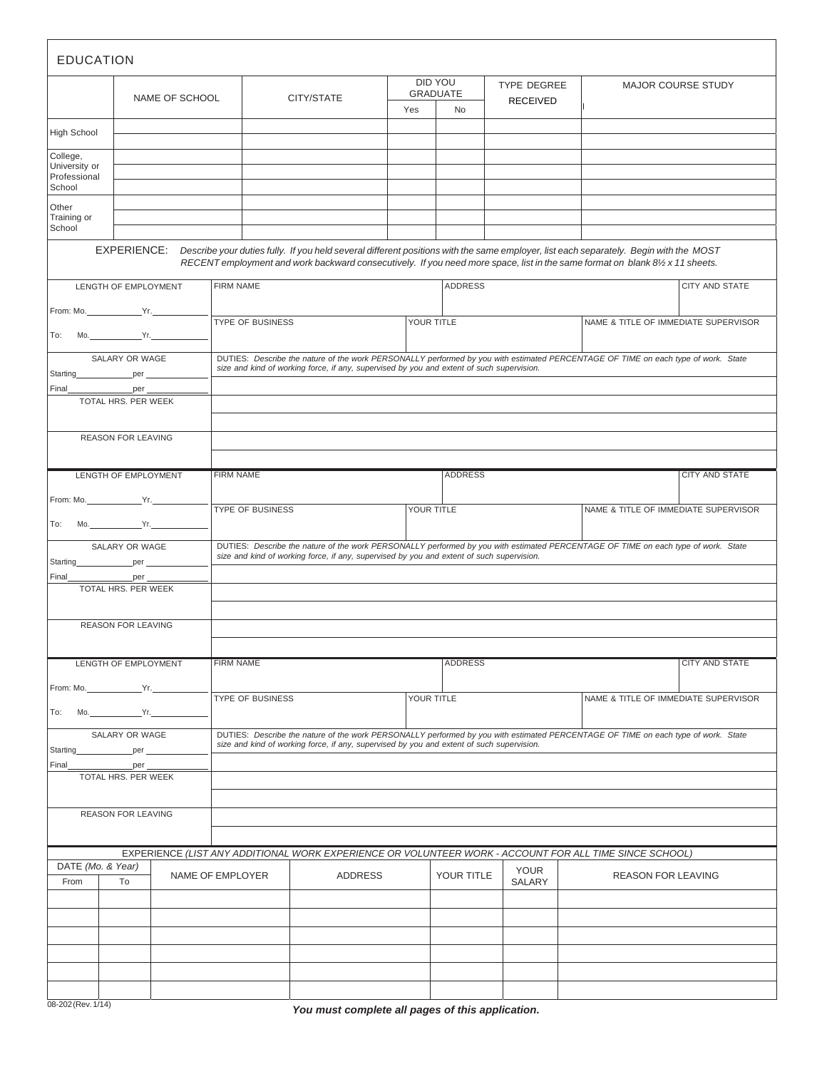## EDUCATION

| | NAME OF SCHOOL | CITY/STATE | DID YOU GRADUATE | | TYPE DEGREE RECEIVED | MAJOR COURSE STUDY |
|---|---|---|---|---|---|---|
| | | | Yes | No | | |
| High School | | | | | | |
| | | | | | | |
| College, University or Professional School | | | | | | |
| | | | | | | |
| | | | | | | |
| Other Training or School | | | | | | |
| | | | | | | |
| | | | | | | |

**EXPERIENCE:** *Describe your duties fully. If you held several different positions with the same employer, list each separately. Begin with the MOST RECENT employment and work backward consecutively. If you need more space, list in the same format on blank 8½ x 11 sheets.*

| LENGTH OF EMPLOYMENT | FIRM NAME | ADDRESS | CITY AND STATE |
|---|---|---|---|
| From: Mo.\_\_\_\_\_\_ Yr.\_\_\_\_\_\_ | | | |
| To: Mo.\_\_\_\_\_\_ Yr.\_\_\_\_\_\_ | TYPE OF BUSINESS | YOUR TITLE | NAME & TITLE OF IMMEDIATE SUPERVISOR |
| SALARY OR WAGE | *DUTIES: Describe the nature of the work PERSONALLY performed by you with estimated PERCENTAGE OF TIME on each type of work. State size and kind of working force, if any, supervised by you and extent of such supervision.* | | |
| Starting\_\_\_\_\_\_ per \_\_\_\_\_\_ | | | |
| Final\_\_\_\_\_\_ per \_\_\_\_\_\_ | | | |
| TOTAL HRS. PER WEEK | | | |
| | | | |
| REASON FOR LEAVING | | | |
| | | | |

| LENGTH OF EMPLOYMENT | FIRM NAME | ADDRESS | CITY AND STATE |
|---|---|---|---|
| From: Mo.\_\_\_\_\_\_ Yr.\_\_\_\_\_\_ | | | |
| To: Mo.\_\_\_\_\_\_ Yr.\_\_\_\_\_\_ | TYPE OF BUSINESS | YOUR TITLE | NAME & TITLE OF IMMEDIATE SUPERVISOR |
| SALARY OR WAGE | *DUTIES: Describe the nature of the work PERSONALLY performed by you with estimated PERCENTAGE OF TIME on each type of work. State size and kind of working force, if any, supervised by you and extent of such supervision.* | | |
| Starting\_\_\_\_\_\_ per \_\_\_\_\_\_ | | | |
| Final\_\_\_\_\_\_ per \_\_\_\_\_\_ | | | |
| TOTAL HRS. PER WEEK | | | |
| | | | |
| REASON FOR LEAVING | | | |
| | | | |

| LENGTH OF EMPLOYMENT | FIRM NAME | ADDRESS | CITY AND STATE |
|---|---|---|---|
| From: Mo.\_\_\_\_\_\_ Yr.\_\_\_\_\_\_ | | | |
| To: Mo.\_\_\_\_\_\_ Yr.\_\_\_\_\_\_ | TYPE OF BUSINESS | YOUR TITLE | NAME & TITLE OF IMMEDIATE SUPERVISOR |
| SALARY OR WAGE | *DUTIES: Describe the nature of the work PERSONALLY performed by you with estimated PERCENTAGE OF TIME on each type of work. State size and kind of working force, if any, supervised by you and extent of such supervision.* | | |
| Starting\_\_\_\_\_\_ per \_\_\_\_\_\_ | | | |
| Final\_\_\_\_\_\_ per \_\_\_\_\_\_ | | | |
| TOTAL HRS. PER WEEK | | | |
| | | | |
| REASON FOR LEAVING | | | |
| | | | |

EXPERIENCE *(LIST ANY ADDITIONAL WORK EXPERIENCE OR VOLUNTEER WORK - ACCOUNT FOR ALL TIME SINCE SCHOOL)*

| DATE (Mo. & Year) | | NAME OF EMPLOYER | ADDRESS | YOUR TITLE | YOUR SALARY | REASON FOR LEAVING |
|---|---|---|---|---|---|---|
| From | To | | | | | |
| | | | | | | |
| | | | | | | |
| | | | | | | |
| | | | | | | |
| | | | | | | |
| | | | | | | |

08-202 (Rev. 1/14)

***You must complete all pages of this application.***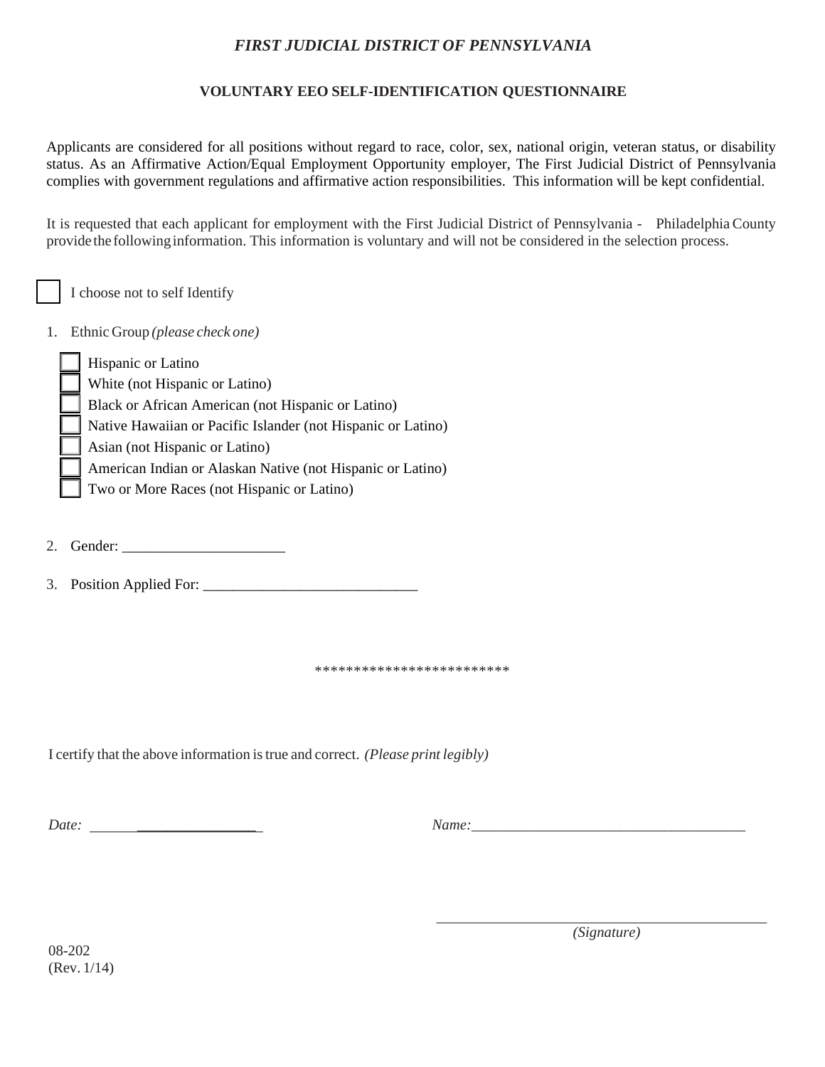# *FIRST JUDICIAL DISTRICT OF PENNSYLVANIA*

## VOLUNTARY EEO SELF-IDENTIFICATION QUESTIONNAIRE

Applicants are considered for all positions without regard to race, color, sex, national origin, veteran status, or disability status. As an Affirmative Action/Equal Employment Opportunity employer, The First Judicial District of Pennsylvania complies with government regulations and affirmative action responsibilities. This information will be kept confidential.

It is requested that each applicant for employment with the First Judicial District of Pennsylvania - Philadelphia County provide the following information. This information is voluntary and will not be considered in the selection process.

☐ I choose not to self Identify

1. Ethnic Group *(please check one)*

   ☐ Hispanic or Latino
   ☐ White (not Hispanic or Latino)
   ☐ Black or African American (not Hispanic or Latino)
   ☐ Native Hawaiian or Pacific Islander (not Hispanic or Latino)
   ☐ Asian (not Hispanic or Latino)
   ☐ American Indian or Alaskan Native (not Hispanic or Latino)
   ☐ Two or More Races (not Hispanic or Latino)

2. Gender: ______________________

3. Position Applied For: _____________________________

*************************

I certify that the above information is true and correct. *(Please print legibly)*

*Date:* ________________ *Name:*______________________________________

______________________________________________
*(Signature)*

08-202
(Rev. 1/14)